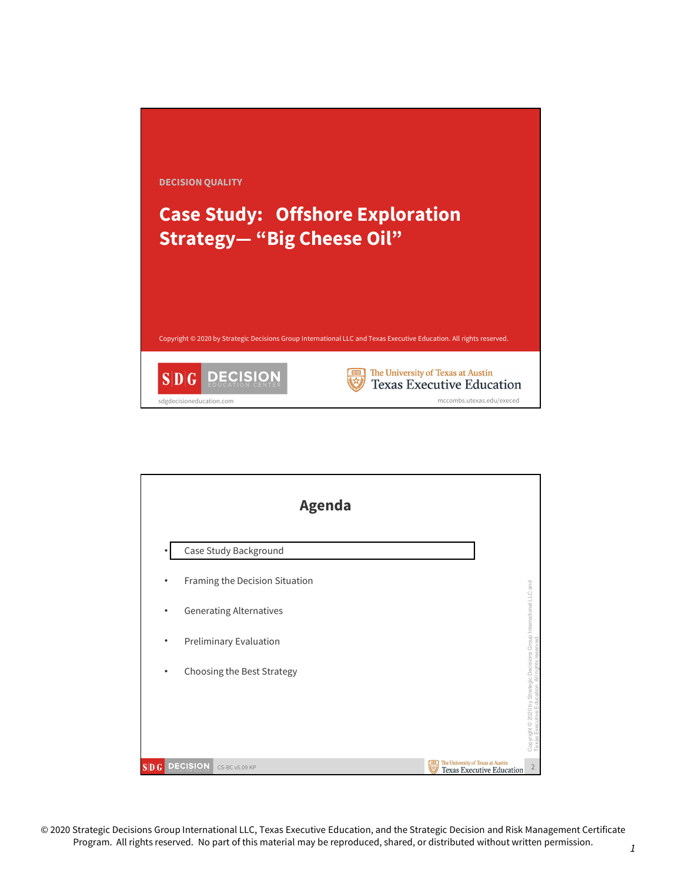DECISION QUALITY

# Case Study: Offshore Exploration Strategy— "Big Cheese Oil"

Copyright © 2020 by Strategic Decisions Group International LLC and Texas Executive Education. All rights reserved.

SDG DECISION EDUCATION CENTER

sdgdecisioneducation.com

The University of Texas at Austin
Texas Executive Education

mccombs.utexas.edu/execed

## Agenda

- Case Study Background
- Framing the Decision Situation
- Generating Alternatives
- Preliminary Evaluation
- Choosing the Best Strategy

Copyright © 2020 by Strategic Decisions Group International LLC and Texas Executive Education. All rights reserved.

© 2020 Strategic Decisions Group International LLC, Texas Executive Education, and the Strategic Decision and Risk Management Certificate Program. All rights reserved. No part of this material may be reproduced, shared, or distributed without written permission.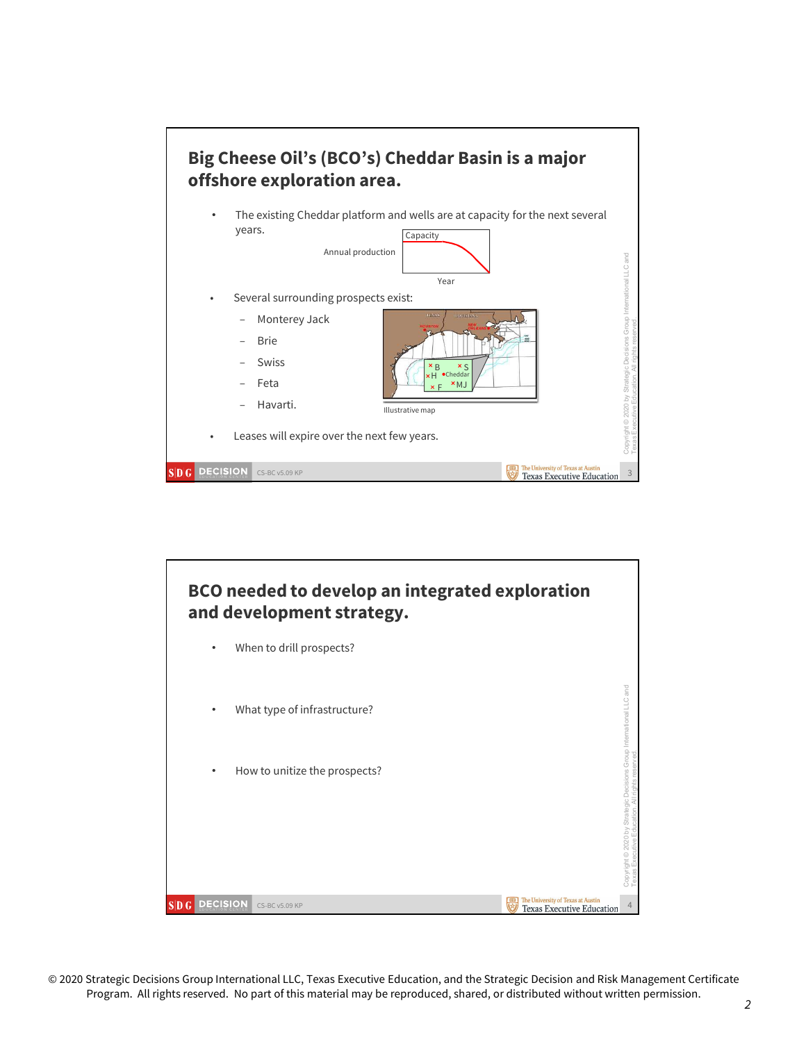## Big Cheese Oil's (BCO's) Cheddar Basin is a major offshore exploration area.

- The existing Cheddar platform and wells are at capacity for the next several years.

  Capacity

  Annual production

  Year

- Several surrounding prospects exist:
  - Monterey Jack
  - Brie
  - Swiss
  - Feta
  - Havarti.

  Illustrative map

- Leases will expire over the next few years.

## BCO needed to develop an integrated exploration and development strategy.

- When to drill prospects?
- What type of infrastructure?
- How to unitize the prospects?

© 2020 Strategic Decisions Group International LLC, Texas Executive Education, and the Strategic Decision and Risk Management Certificate Program. All rights reserved. No part of this material may be reproduced, shared, or distributed without written permission.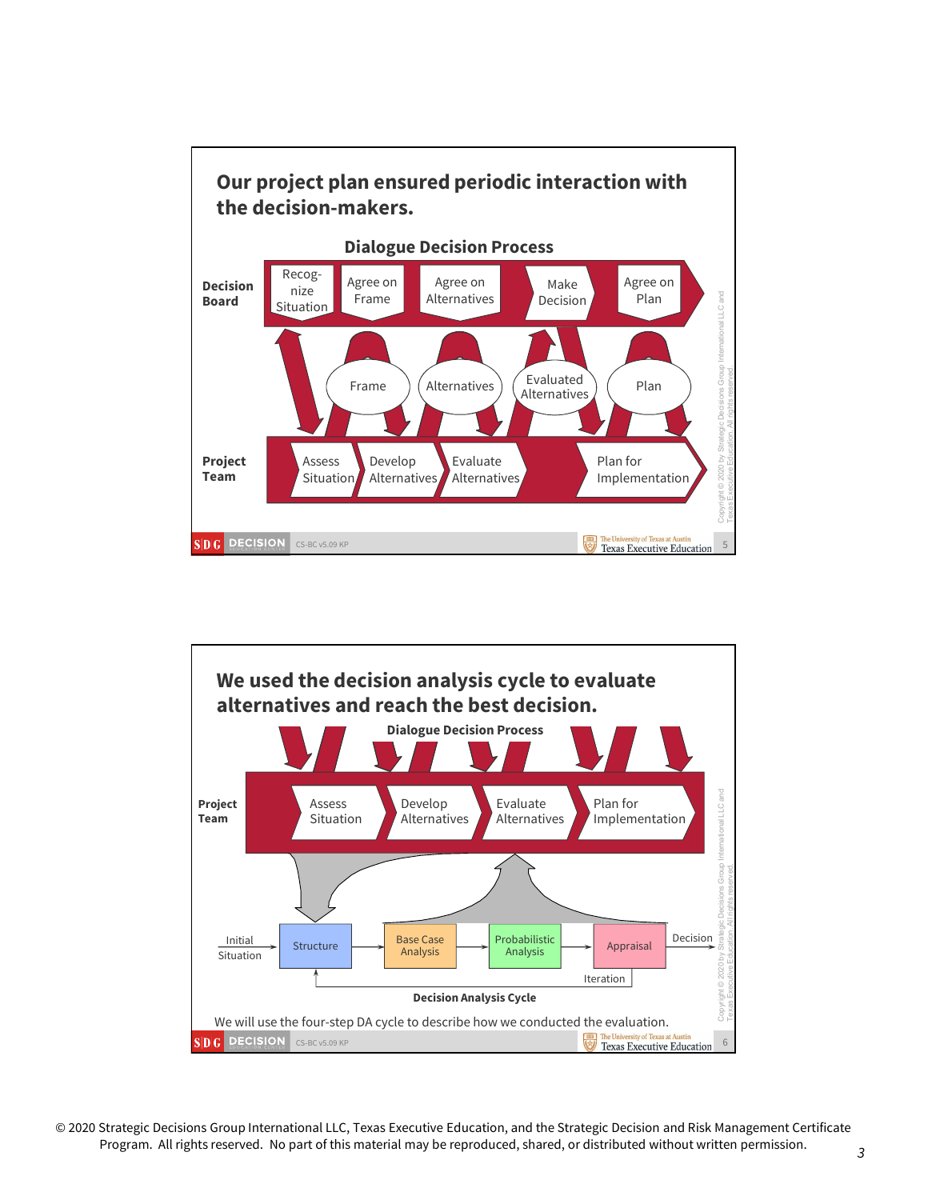## Our project plan ensured periodic interaction with the decision-makers.

**Dialogue Decision Process**

**Decision Board**: Recog-nize Situation → Agree on Frame → Agree on Alternatives → Make Decision → Agree on Plan

Frame · Alternatives · Evaluated Alternatives · Plan

**Project Team**: Assess Situation → Develop Alternatives → Evaluate Alternatives → Plan for Implementation

Copyright © 2020 by Strategic Decisions Group International LLC and Texas Executive Education. All rights reserved.

## We used the decision analysis cycle to evaluate alternatives and reach the best decision.

**Dialogue Decision Process**

**Project Team**: Assess Situation → Develop Alternatives → Evaluate Alternatives → Plan for Implementation

Initial Situation → Structure → Base Case Analysis → Probabilistic Analysis → Appraisal → Decision

Iteration

**Decision Analysis Cycle**

We will use the four-step DA cycle to describe how we conducted the evaluation.

Copyright © 2020 by Strategic Decisions Group International LLC and Texas Executive Education. All rights reserved.

© 2020 Strategic Decisions Group International LLC, Texas Executive Education, and the Strategic Decision and Risk Management Certificate Program. All rights reserved. No part of this material may be reproduced, shared, or distributed without written permission.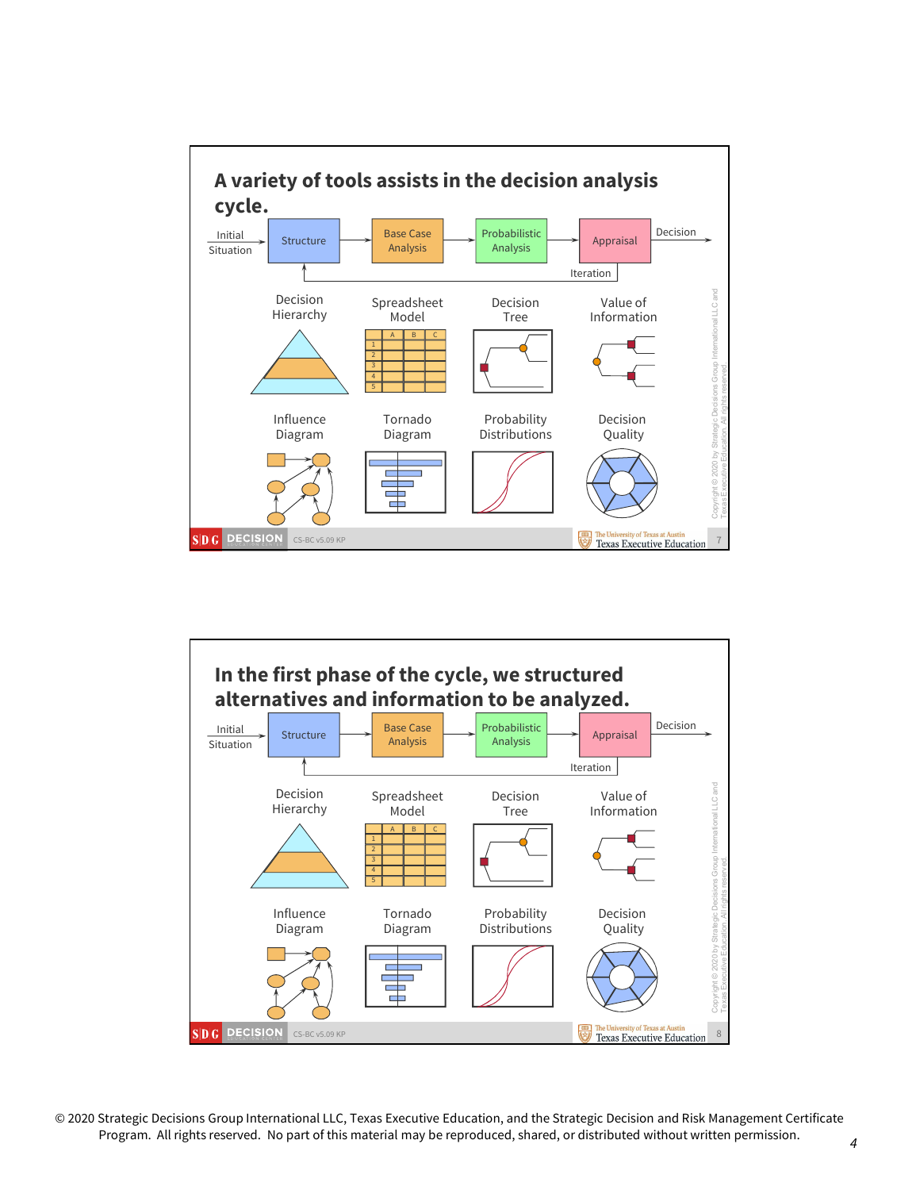## A variety of tools assists in the decision analysis cycle.

Initial Situation → Structure → Base Case Analysis → Probabilistic Analysis → Appraisal → Decision

Iteration

| Decision Hierarchy | Spreadsheet Model | Decision Tree | Value of Information |
| --- | --- | --- | --- |
| **Influence Diagram** | **Tornado Diagram** | **Probability Distributions** | **Decision Quality** |

Copyright © 2020 by Strategic Decisions Group International LLC and Texas Executive Education. All rights reserved.

## In the first phase of the cycle, we structured alternatives and information to be analyzed.

Initial Situation → Structure → Base Case Analysis → Probabilistic Analysis → Appraisal → Decision

Iteration

| Decision Hierarchy | Spreadsheet Model | Decision Tree | Value of Information |
| --- | --- | --- | --- |
| **Influence Diagram** | **Tornado Diagram** | **Probability Distributions** | **Decision Quality** |

Copyright © 2020 by Strategic Decisions Group International LLC and Texas Executive Education. All rights reserved.

© 2020 Strategic Decisions Group International LLC, Texas Executive Education, and the Strategic Decision and Risk Management Certificate Program. All rights reserved. No part of this material may be reproduced, shared, or distributed without written permission.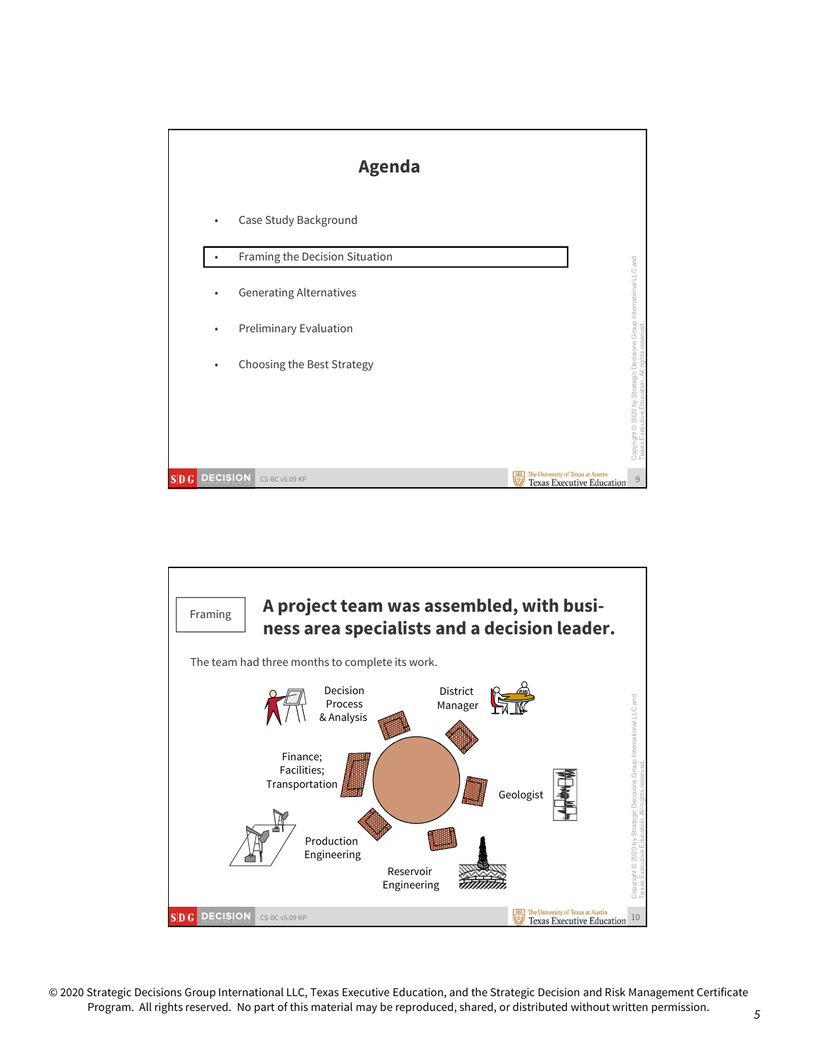## Agenda

- Case Study Background
- Framing the Decision Situation
- Generating Alternatives
- Preliminary Evaluation
- Choosing the Best Strategy

---

Framing

## A project team was assembled, with business area specialists and a decision leader.

The team had three months to complete its work.

- Decision Process & Analysis
- District Manager
- Finance; Facilities; Transportation
- Geologist
- Production Engineering
- Reservoir Engineering

© 2020 Strategic Decisions Group International LLC, Texas Executive Education, and the Strategic Decision and Risk Management Certificate Program. All rights reserved. No part of this material may be reproduced, shared, or distributed without written permission.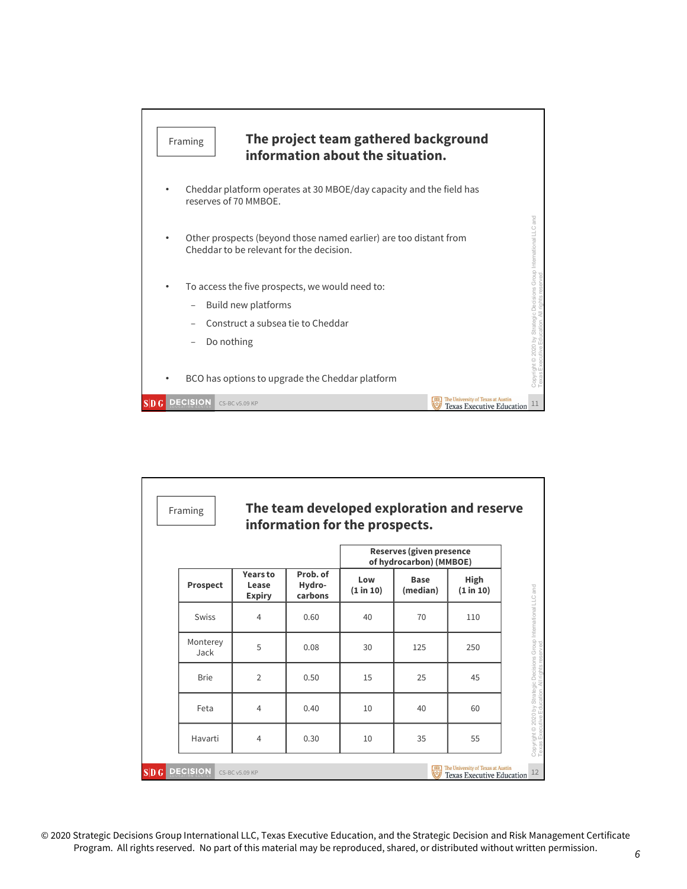Framing

## The project team gathered background information about the situation.

- Cheddar platform operates at 30 MBOE/day capacity and the field has reserves of 70 MMBOE.
- Other prospects (beyond those named earlier) are too distant from Cheddar to be relevant for the decision.
- To access the five prospects, we would need to:
  - Build new platforms
  - Construct a subsea tie to Cheddar
  - Do nothing
- BCO has options to upgrade the Cheddar platform

Framing

## The team developed exploration and reserve information for the prospects.

| | | | Reserves (given presence of hydrocarbon) (MMBOE) | | |
|---|---|---|---|---|---|
| **Prospect** | **Years to Lease Expiry** | **Prob. of Hydro-carbons** | **Low (1 in 10)** | **Base (median)** | **High (1 in 10)** |
| Swiss | 4 | 0.60 | 40 | 70 | 110 |
| Monterey Jack | 5 | 0.08 | 30 | 125 | 250 |
| Brie | 2 | 0.50 | 15 | 25 | 45 |
| Feta | 4 | 0.40 | 10 | 40 | 60 |
| Havarti | 4 | 0.30 | 10 | 35 | 55 |

© 2020 Strategic Decisions Group International LLC, Texas Executive Education, and the Strategic Decision and Risk Management Certificate Program. All rights reserved. No part of this material may be reproduced, shared, or distributed without written permission.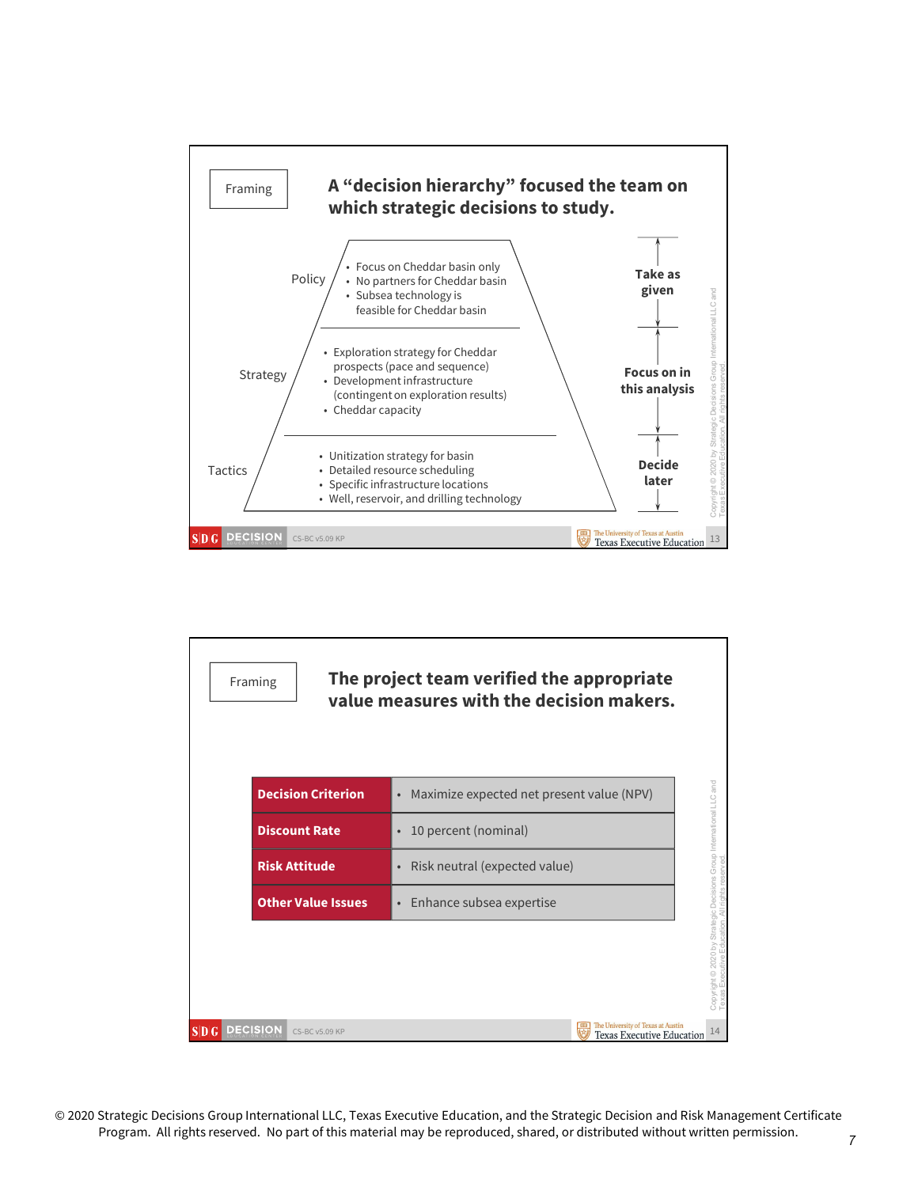Framing

## A "decision hierarchy" focused the team on which strategic decisions to study.

| Level | Decisions | Treatment |
|---|---|---|
| Policy | • Focus on Cheddar basin only<br>• No partners for Cheddar basin<br>• Subsea technology is feasible for Cheddar basin | **Take as given** |
| Strategy | • Exploration strategy for Cheddar prospects (pace and sequence)<br>• Development infrastructure (contingent on exploration results)<br>• Cheddar capacity | **Focus on in this analysis** |
| Tactics | • Unitization strategy for basin<br>• Detailed resource scheduling<br>• Specific infrastructure locations<br>• Well, reservoir, and drilling technology | **Decide later** |

Framing

## The project team verified the appropriate value measures with the decision makers.

| | |
|---|---|
| **Decision Criterion** | • Maximize expected net present value (NPV) |
| **Discount Rate** | • 10 percent (nominal) |
| **Risk Attitude** | • Risk neutral (expected value) |
| **Other Value Issues** | • Enhance subsea expertise |

© 2020 Strategic Decisions Group International LLC, Texas Executive Education, and the Strategic Decision and Risk Management Certificate Program. All rights reserved. No part of this material may be reproduced, shared, or distributed without written permission.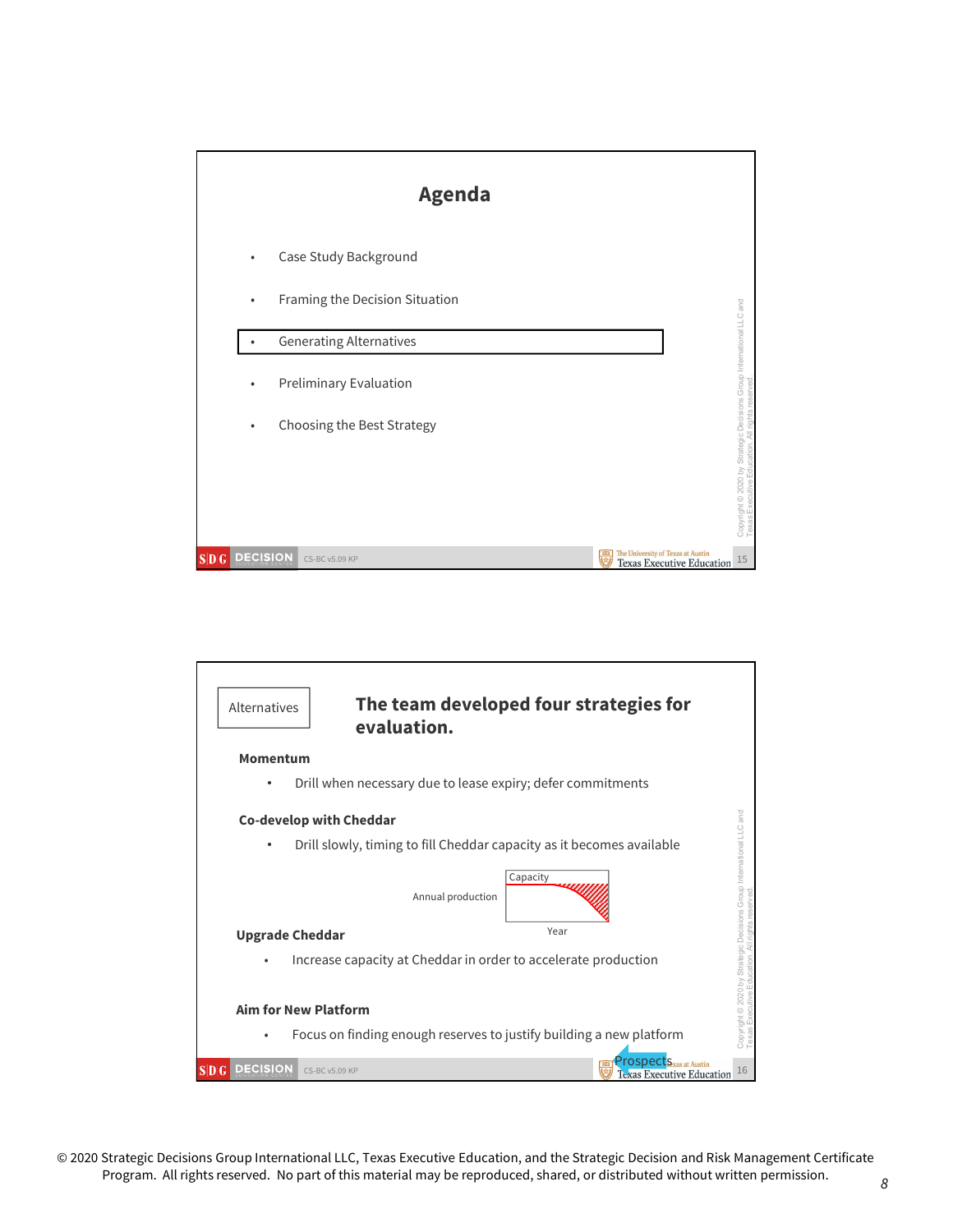## Agenda

- Case Study Background
- Framing the Decision Situation
- **Generating Alternatives**
- Preliminary Evaluation
- Choosing the Best Strategy

---

Alternatives

## The team developed four strategies for evaluation.

**Momentum**

- Drill when necessary due to lease expiry; defer commitments

**Co-develop with Cheddar**

- Drill slowly, timing to fill Cheddar capacity as it becomes available

Capacity

Annual production

Year

**Upgrade Cheddar**

- Increase capacity at Cheddar in order to accelerate production

**Aim for New Platform**

- Focus on finding enough reserves to justify building a new platform

Prospects

© 2020 Strategic Decisions Group International LLC, Texas Executive Education, and the Strategic Decision and Risk Management Certificate Program. All rights reserved. No part of this material may be reproduced, shared, or distributed without written permission.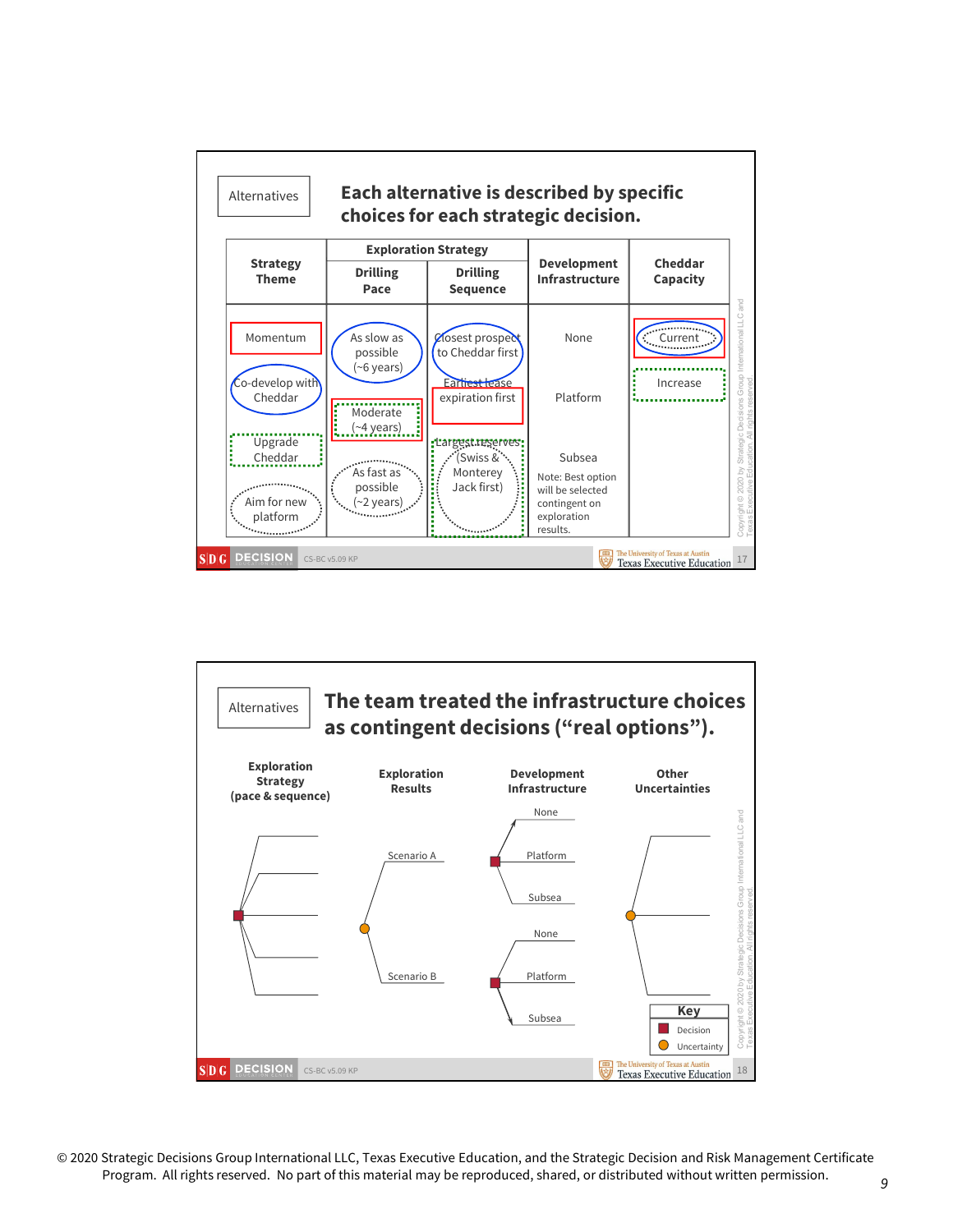Alternatives

## Each alternative is described by specific choices for each strategic decision.

| Strategy Theme | Exploration Strategy | | Development Infrastructure | Cheddar Capacity |
|---|---|---|---|---|
| | Drilling Pace | Drilling Sequence | | |
| Momentum | As slow as possible (~6 years) | Closest prospect to Cheddar first | None | Current |
| Co-develop with Cheddar | Moderate (~4 years) | Earliest lease expiration first | Platform | Increase |
| Upgrade Cheddar | As fast as possible (~2 years) | Largest reserves (Swiss & Monterey Jack first) | Subsea | |
| Aim for new platform | | | Note: Best option will be selected contingent on exploration results. | |

CS-BC v5.09 KP

Alternatives

## The team treated the infrastructure choices as contingent decisions ("real options").

Exploration Strategy (pace & sequence) → Exploration Results (Scenario A, Scenario B) → Development Infrastructure (None, Platform, Subsea) → Other Uncertainties

Key: Decision; Uncertainty

CS-BC v5.09 KP

© 2020 Strategic Decisions Group International LLC, Texas Executive Education, and the Strategic Decision and Risk Management Certificate Program. All rights reserved. No part of this material may be reproduced, shared, or distributed without written permission.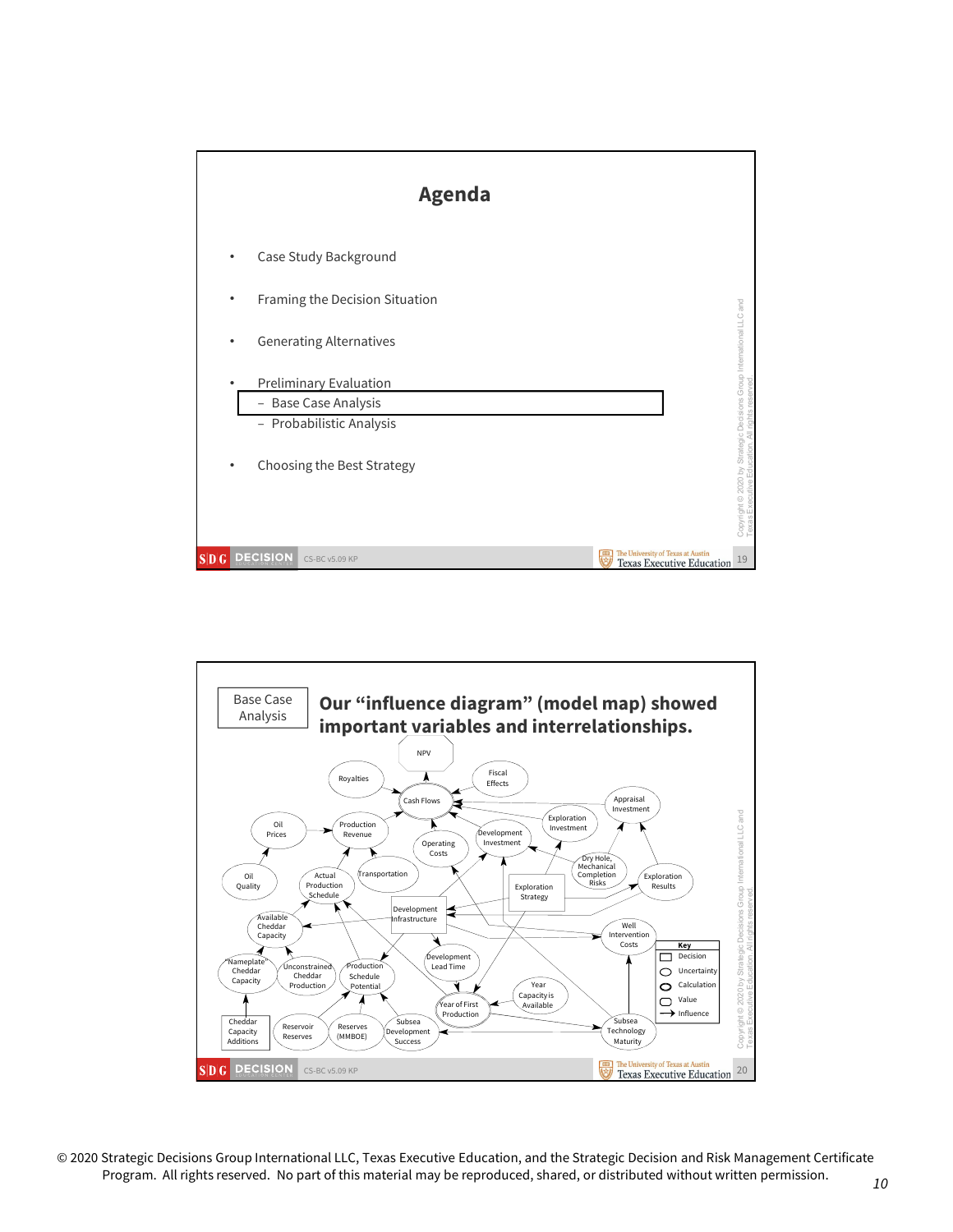# Agenda

- Case Study Background
- Framing the Decision Situation
- Generating Alternatives
- Preliminary Evaluation
  - Base Case Analysis
  - Probabilistic Analysis
- Choosing the Best Strategy

---

Base Case Analysis

## Our "influence diagram" (model map) showed important variables and interrelationships.

NPV, Royalties, Fiscal Effects, Cash Flows, Appraisal Investment, Oil Prices, Production Revenue, Exploration Investment, Operating Costs, Development Investment, Oil Quality, Actual Production Schedule, Transportation, Dry Hole, Mechanical Completion Risks, Exploration Strategy, Exploration Results, Available Cheddar Capacity, Development Infrastructure, Well Intervention Costs, "Nameplate" Cheddar Capacity, Unconstrained Cheddar Production, Production Schedule Potential, Development Lead Time, Year Capacity is Available, Year of First Production, Cheddar Capacity Additions, Reservoir Reserves, Reserves (MMBOE), Subsea Development Success, Subsea Technology Maturity

Key: Decision, Uncertainty, Calculation, Value, Influence

© 2020 Strategic Decisions Group International LLC, Texas Executive Education, and the Strategic Decision and Risk Management Certificate Program. All rights reserved. No part of this material may be reproduced, shared, or distributed without written permission.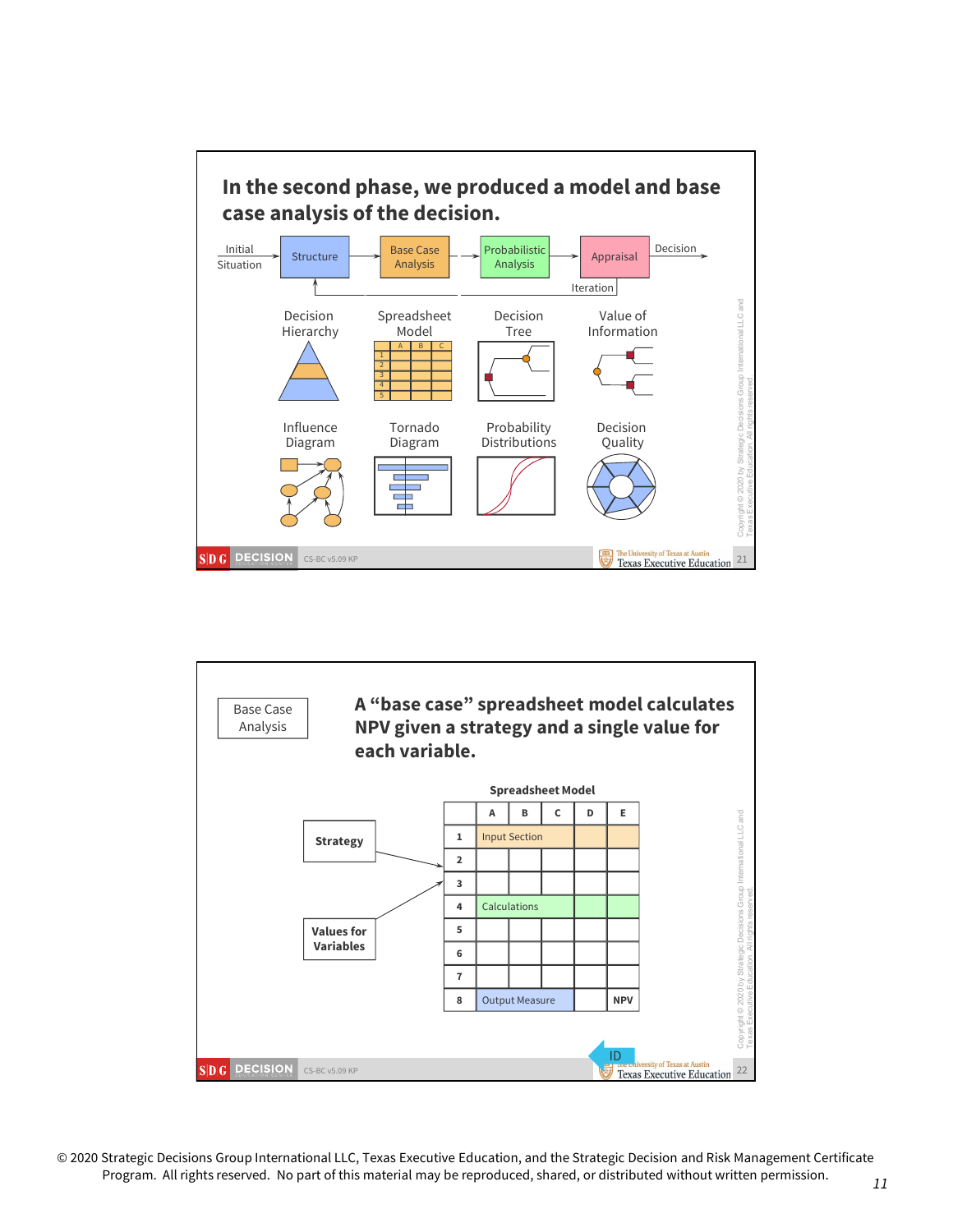## In the second phase, we produced a model and base case analysis of the decision.

Initial Situation → Structure → Base Case Analysis → Probabilistic Analysis → Appraisal → Decision

Iteration

| Structure | Base Case Analysis | Probabilistic Analysis | Appraisal |
|---|---|---|---|
| Decision Hierarchy | Spreadsheet Model | Decision Tree | Value of Information |
| Influence Diagram | Tornado Diagram | Probability Distributions | Decision Quality |

---

Base Case Analysis

## A "base case" spreadsheet model calculates NPV given a strategy and a single value for each variable.

**Strategy** → row 2

**Values for Variables** → row 3

**Spreadsheet Model**

| | A | B | C | D | E |
|---|---|---|---|---|---|
| 1 | Input Section | | | | |
| 2 | | | | | |
| 3 | | | | | |
| 4 | Calculations | | | | |
| 5 | | | | | |
| 6 | | | | | |
| 7 | | | | | |
| 8 | Output Measure | | | | NPV |

ID

© 2020 Strategic Decisions Group International LLC, Texas Executive Education, and the Strategic Decision and Risk Management Certificate Program. All rights reserved. No part of this material may be reproduced, shared, or distributed without written permission.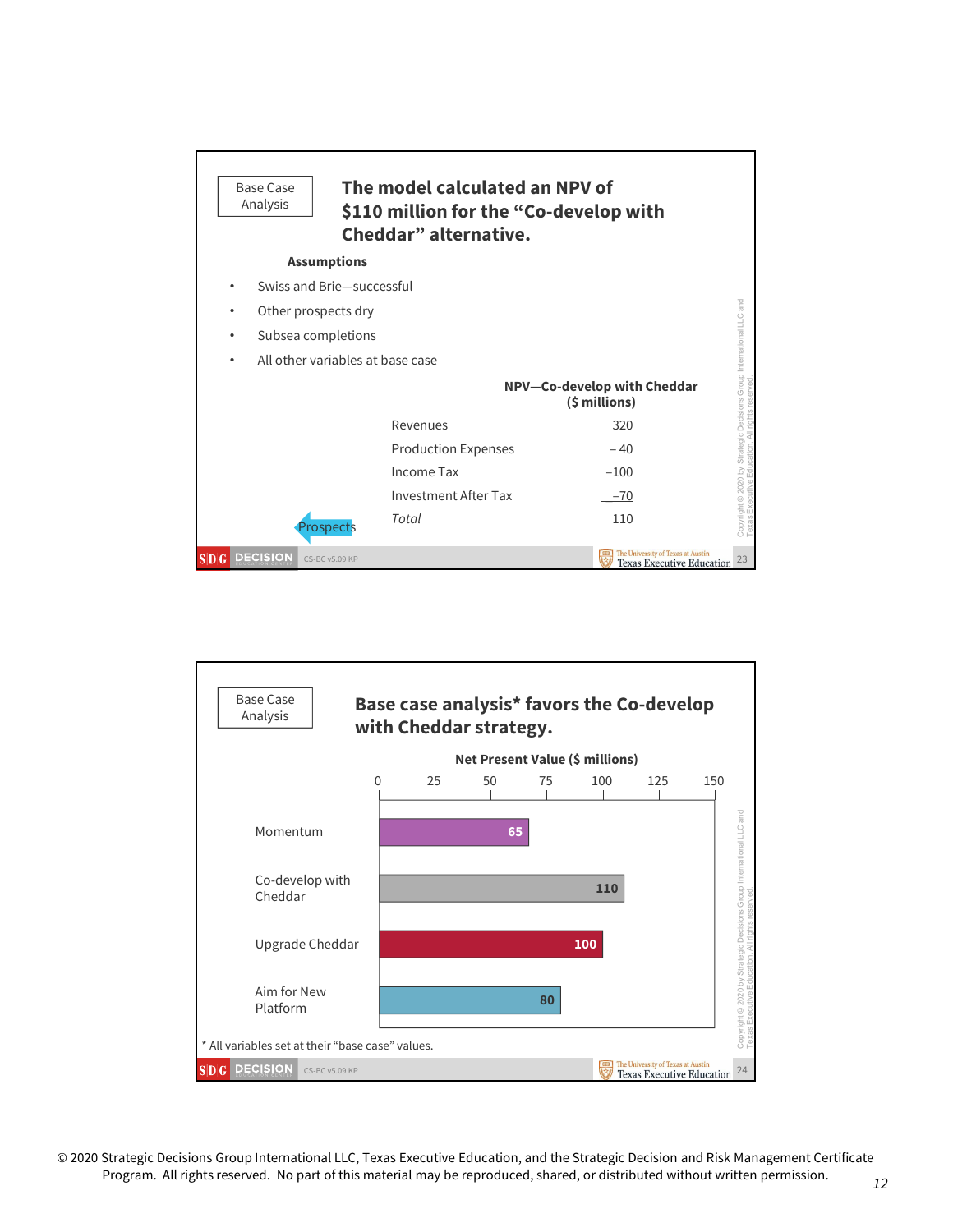Base Case Analysis

## The model calculated an NPV of $110 million for the "Co-develop with Cheddar" alternative.

**Assumptions**

- Swiss and Brie—successful
- Other prospects dry
- Subsea completions
- All other variables at base case

| | NPV—Co-develop with Cheddar ($ millions) |
|---|---|
| Revenues | 320 |
| Production Expenses | – 40 |
| Income Tax | –100 |
| Investment After Tax | –70 |
| *Total* | 110 |

Prospects

Base Case Analysis

## Base case analysis* favors the Co-develop with Cheddar strategy.

**Net Present Value ($ millions)**

| Strategy | NPV ($ millions) |
|---|---|
| Momentum | 65 |
| Co-develop with Cheddar | 110 |
| Upgrade Cheddar | 100 |
| Aim for New Platform | 80 |

\* All variables set at their "base case" values.

© 2020 Strategic Decisions Group International LLC, Texas Executive Education, and the Strategic Decision and Risk Management Certificate Program. All rights reserved. No part of this material may be reproduced, shared, or distributed without written permission.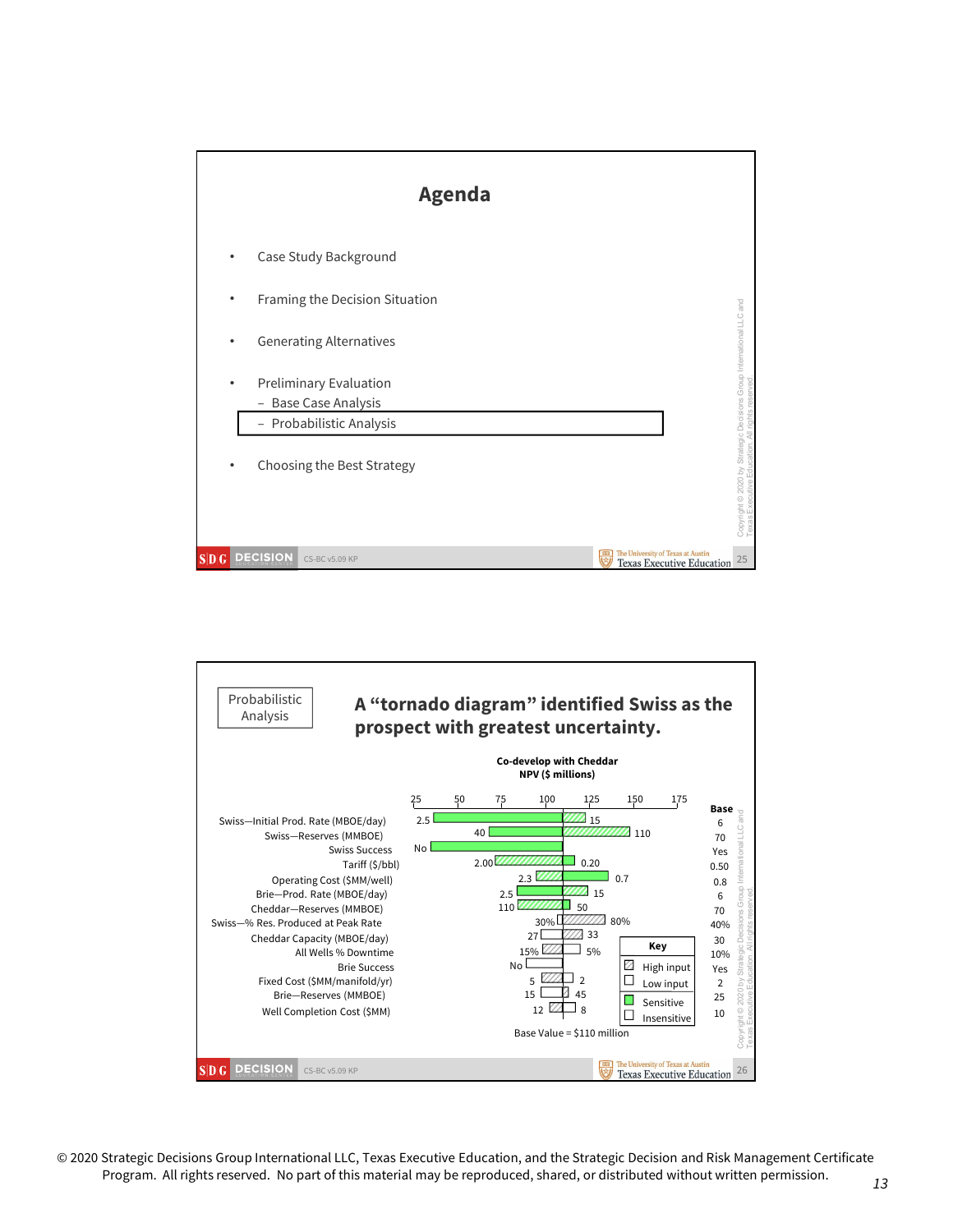## Agenda

- Case Study Background
- Framing the Decision Situation
- Generating Alternatives
- Preliminary Evaluation
  - Base Case Analysis
  - Probabilistic Analysis
- Choosing the Best Strategy

---

Probabilistic Analysis

## A "tornado diagram" identified Swiss as the prospect with greatest uncertainty.

**Co-develop with Cheddar**
**NPV ($ millions)**

| Variable | Low end value | High end value | Base |
|---|---|---|---|
| Swiss—Initial Prod. Rate (MBOE/day) | 2.5 | 15 | 6 |
| Swiss—Reserves (MMBOE) | 40 | 110 | 70 |
| Swiss Success | No | | Yes |
| Tariff ($/bbl) | 2.00 | 0.20 | 0.50 |
| Operating Cost ($MM/well) | 2.3 | 0.7 | 0.8 |
| Brie—Prod. Rate (MBOE/day) | 2.5 | 15 | 6 |
| Cheddar—Reserves (MMBOE) | 110 | 50 | 70 |
| Swiss—% Res. Produced at Peak Rate | 30% | 80% | 40% |
| Cheddar Capacity (MBOE/day) | 27 | 33 | 30 |
| All Wells % Downtime | 15% | 5% | 10% |
| Brie Success | No | | Yes |
| Fixed Cost ($MM/manifold/yr) | 5 | 2 | 2 |
| Brie—Reserves (MMBOE) | 15 | 45 | 25 |
| Well Completion Cost ($MM) | 12 | 8 | 10 |

Axis: 25, 50, 75, 100, 125, 150, 175

Key: High input; Low input; Sensitive; Insensitive

Base Value = $110 million

© 2020 Strategic Decisions Group International LLC, Texas Executive Education, and the Strategic Decision and Risk Management Certificate Program. All rights reserved. No part of this material may be reproduced, shared, or distributed without written permission.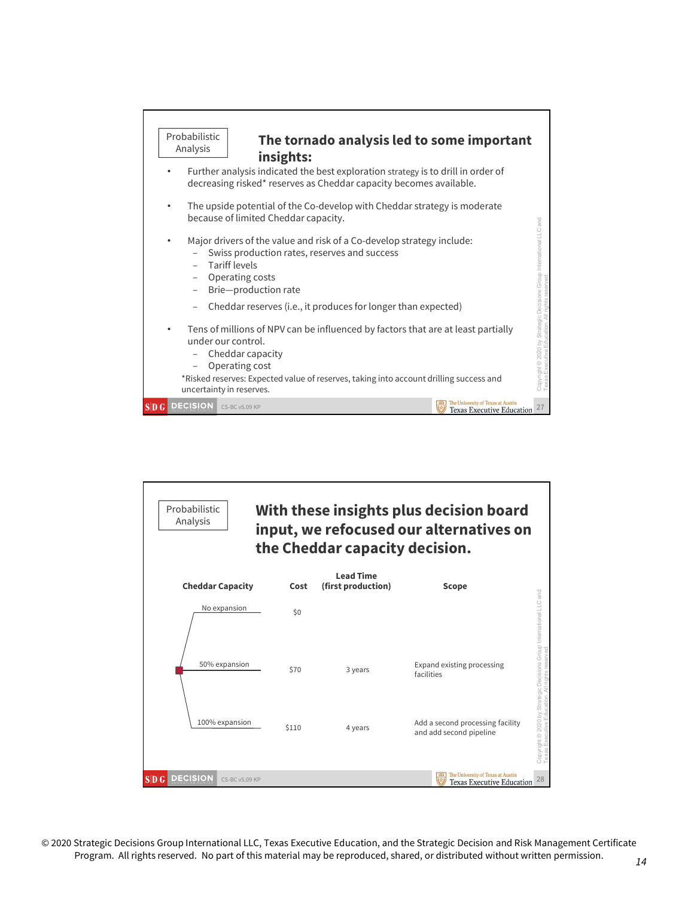Probabilistic Analysis

## The tornado analysis led to some important insights:

- Further analysis indicated the best exploration strategy is to drill in order of decreasing risked* reserves as Cheddar capacity becomes available.
- The upside potential of the Co-develop with Cheddar strategy is moderate because of limited Cheddar capacity.
- Major drivers of the value and risk of a Co-develop strategy include:
  - Swiss production rates, reserves and success
  - Tariff levels
  - Operating costs
  - Brie—production rate
  - Cheddar reserves (i.e., it produces for longer than expected)
- Tens of millions of NPV can be influenced by factors that are at least partially under our control.
  - Cheddar capacity
  - Operating cost

*Risked reserves: Expected value of reserves, taking into account drilling success and uncertainty in reserves.

Probabilistic Analysis

## With these insights plus decision board input, we refocused our alternatives on the Cheddar capacity decision.

| Cheddar Capacity | Cost | Lead Time (first production) | Scope |
|---|---|---|---|
| No expansion | $0 | | |
| 50% expansion | $70 | 3 years | Expand existing processing facilities |
| 100% expansion | $110 | 4 years | Add a second processing facility and add second pipeline |

© 2020 Strategic Decisions Group International LLC, Texas Executive Education, and the Strategic Decision and Risk Management Certificate Program. All rights reserved. No part of this material may be reproduced, shared, or distributed without written permission.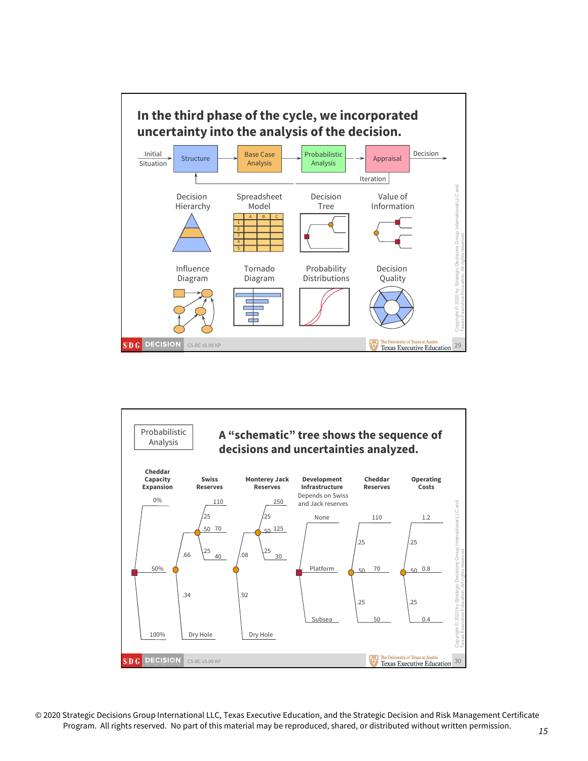## In the third phase of the cycle, we incorporated uncertainty into the analysis of the decision.

Initial Situation → Structure → Base Case Analysis → Probabilistic Analysis → Appraisal → Decision

Iteration

Decision Hierarchy

Spreadsheet Model

Decision Tree

Value of Information

Influence Diagram

Tornado Diagram

Probability Distributions

Decision Quality

---

Probabilistic Analysis

## A "schematic" tree shows the sequence of decisions and uncertainties analyzed.

| Cheddar Capacity Expansion | Swiss Reserves | Monterey Jack Reserves | Development Infrastructure (Depends on Swiss and Jack reserves) | Cheddar Reserves | Operating Costs |
|---|---|---|---|---|---|
| 0% | .66: .25 → 110; .50 → 70; .25 → 40 | .08: .25 → 250; .50 → 125; .25 → 30 | None | .25 → 110 | .25 → 1.2 |
| 50% | | | Platform | .50 → 70 | .50 → 0.8 |
| 100% | .34: Dry Hole | .92: Dry Hole | Subsea | .25 → 50 | .25 → 0.4 |

© 2020 Strategic Decisions Group International LLC, Texas Executive Education, and the Strategic Decision and Risk Management Certificate Program. All rights reserved. No part of this material may be reproduced, shared, or distributed without written permission.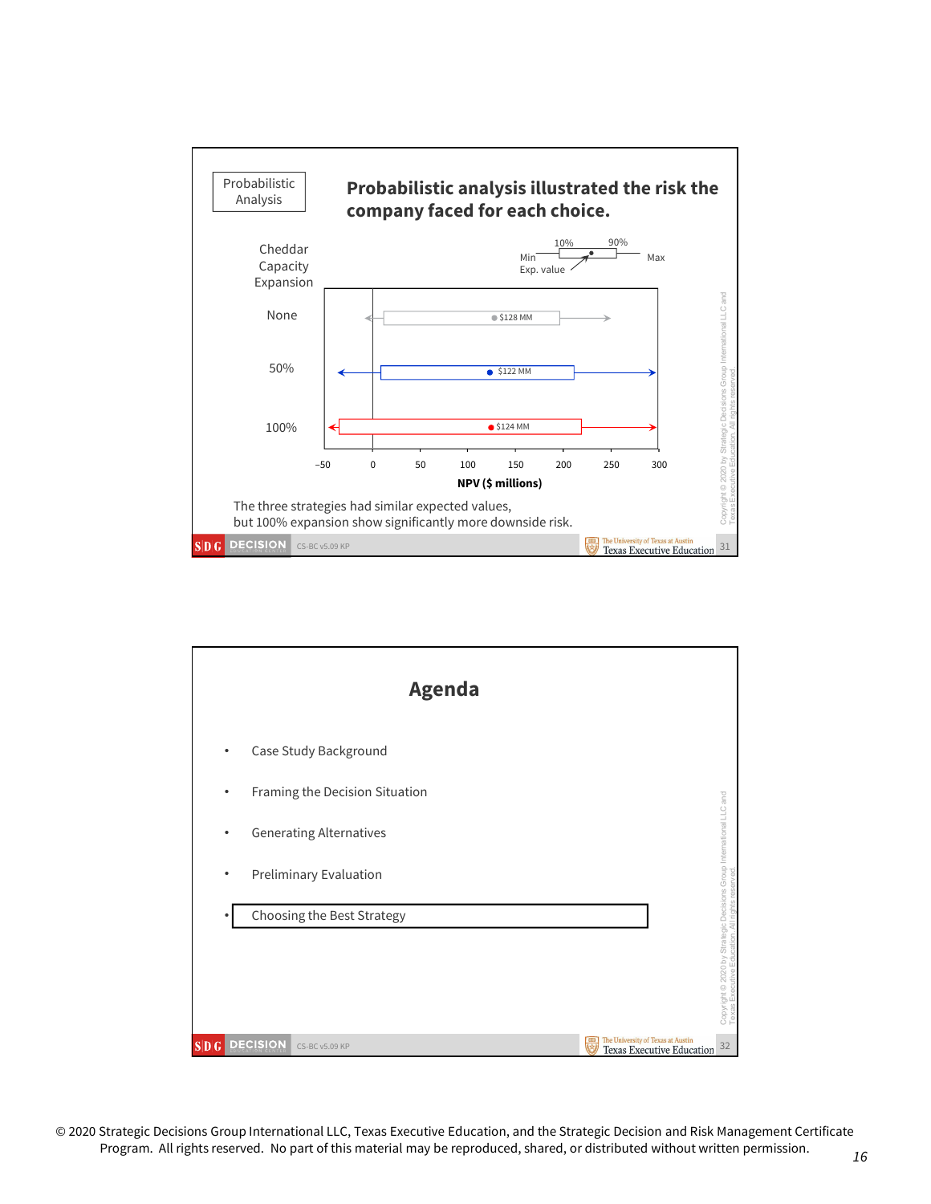Probabilistic Analysis

## Probabilistic analysis illustrated the risk the company faced for each choice.

Cheddar Capacity Expansion

Legend: Min, 10%, Exp. value, 90%, Max

| Cheddar Capacity Expansion | Expected value |
|---|---|
| None | $128 MM |
| 50% | $122 MM |
| 100% | $124 MM |

NPV ($ millions): –50, 0, 50, 100, 150, 200, 250, 300

The three strategies had similar expected values, but 100% expansion show significantly more downside risk.

---

## Agenda

- Case Study Background
- Framing the Decision Situation
- Generating Alternatives
- Preliminary Evaluation
- Choosing the Best Strategy

---

© 2020 Strategic Decisions Group International LLC, Texas Executive Education, and the Strategic Decision and Risk Management Certificate Program. All rights reserved. No part of this material may be reproduced, shared, or distributed without written permission.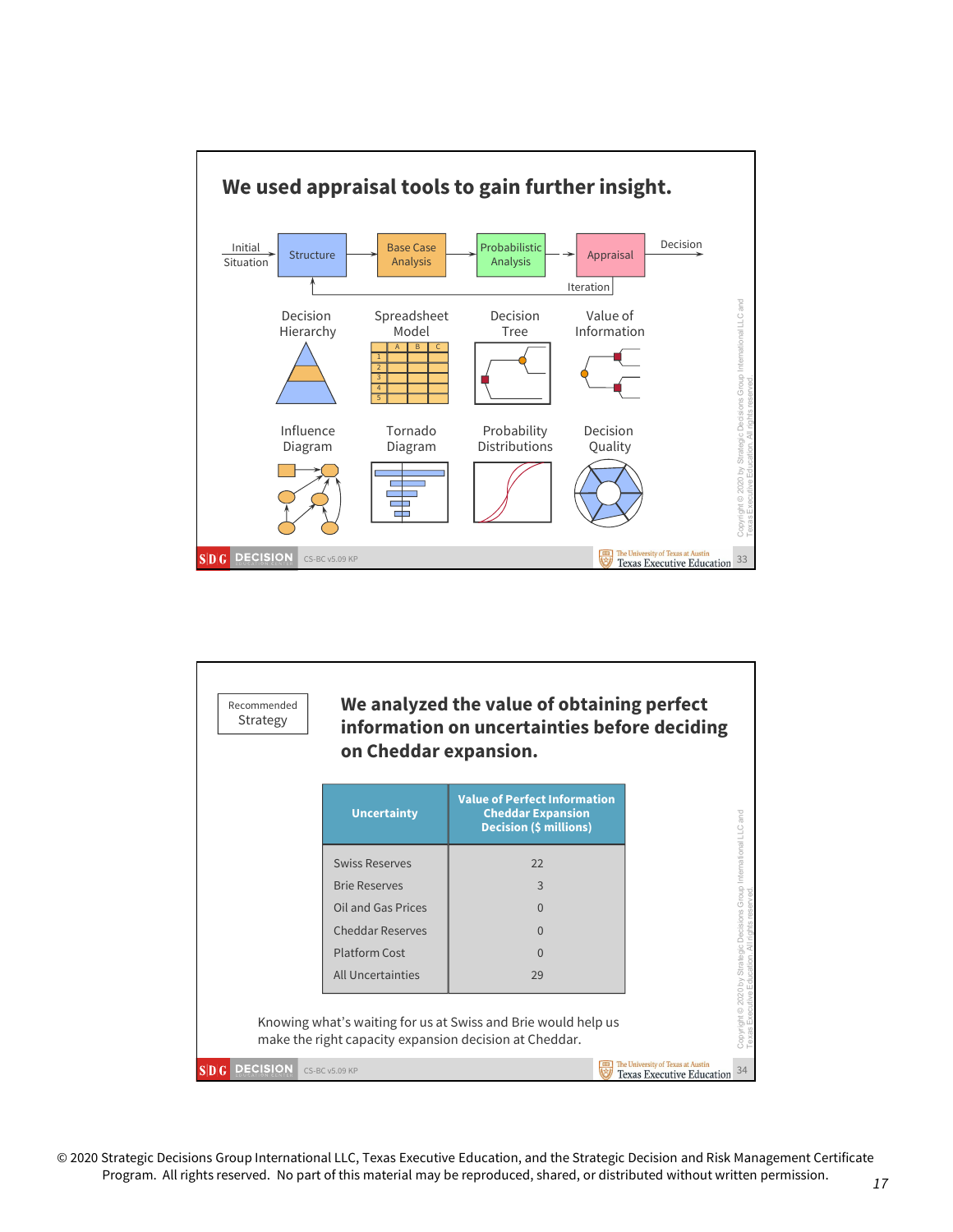## We used appraisal tools to gain further insight.

Initial Situation → Structure → Base Case Analysis → Probabilistic Analysis → Appraisal → Decision

Iteration

Decision Hierarchy

Spreadsheet Model

Decision Tree

Value of Information

Influence Diagram

Tornado Diagram

Probability Distributions

Decision Quality

---

Recommended Strategy

## We analyzed the value of obtaining perfect information on uncertainties before deciding on Cheddar expansion.

| Uncertainty | Value of Perfect Information Cheddar Expansion Decision ($ millions) |
|---|---|
| Swiss Reserves | 22 |
| Brie Reserves | 3 |
| Oil and Gas Prices | 0 |
| Cheddar Reserves | 0 |
| Platform Cost | 0 |
| All Uncertainties | 29 |

Knowing what's waiting for us at Swiss and Brie would help us make the right capacity expansion decision at Cheddar.

© 2020 Strategic Decisions Group International LLC, Texas Executive Education, and the Strategic Decision and Risk Management Certificate Program. All rights reserved. No part of this material may be reproduced, shared, or distributed without written permission.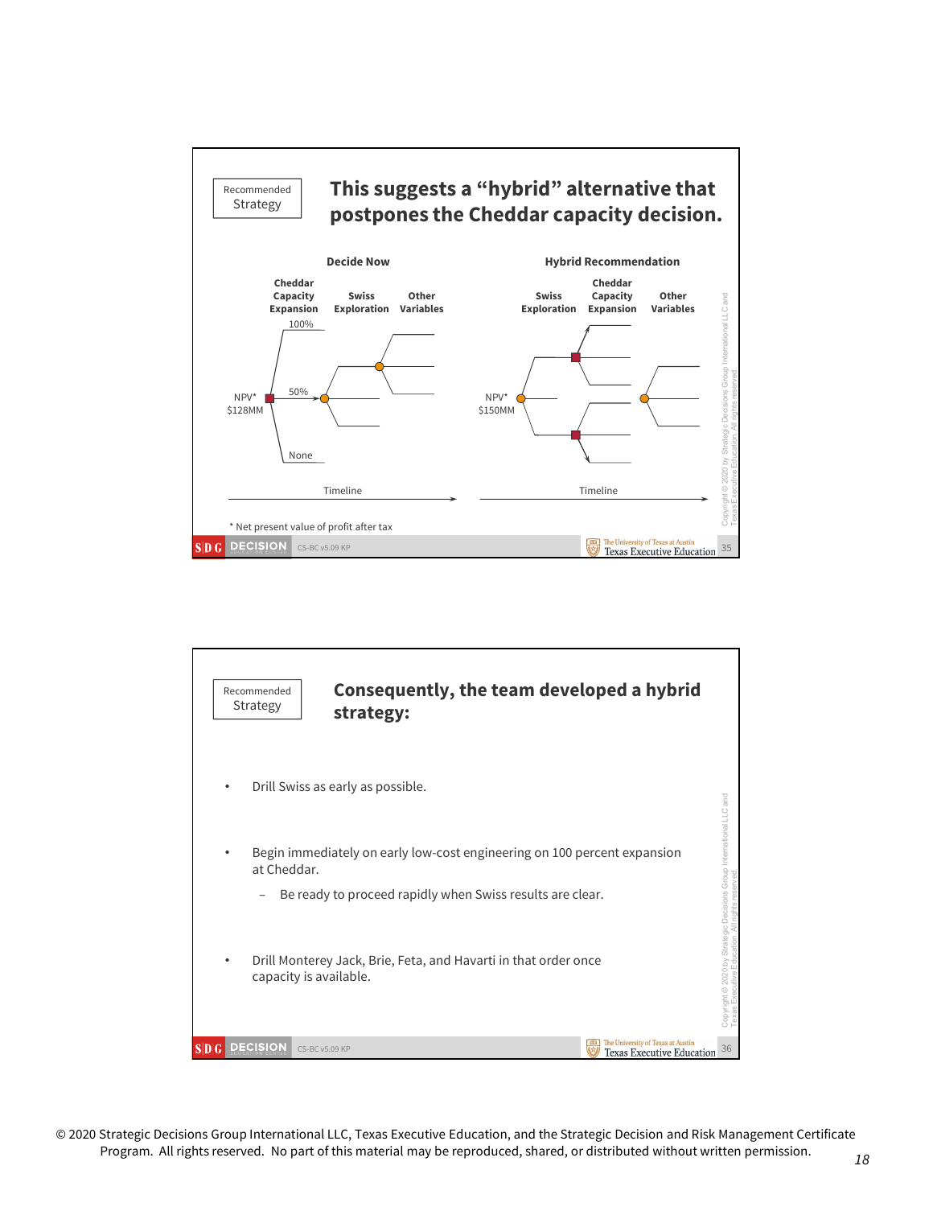Recommended Strategy

## This suggests a "hybrid" alternative that postpones the Cheddar capacity decision.

**Decide Now**

**Cheddar Capacity Expansion** — **Swiss Exploration** — **Other Variables**

NPV* $128MM

100%

50%

None

Timeline

**Hybrid Recommendation**

**Swiss Exploration** — **Cheddar Capacity Expansion** — **Other Variables**

NPV* $150MM

Timeline

\* Net present value of profit after tax

Recommended Strategy

## Consequently, the team developed a hybrid strategy:

- Drill Swiss as early as possible.
- Begin immediately on early low-cost engineering on 100 percent expansion at Cheddar.
  - Be ready to proceed rapidly when Swiss results are clear.
- Drill Monterey Jack, Brie, Feta, and Havarti in that order once capacity is available.

© 2020 Strategic Decisions Group International LLC, Texas Executive Education, and the Strategic Decision and Risk Management Certificate Program. All rights reserved. No part of this material may be reproduced, shared, or distributed without written permission.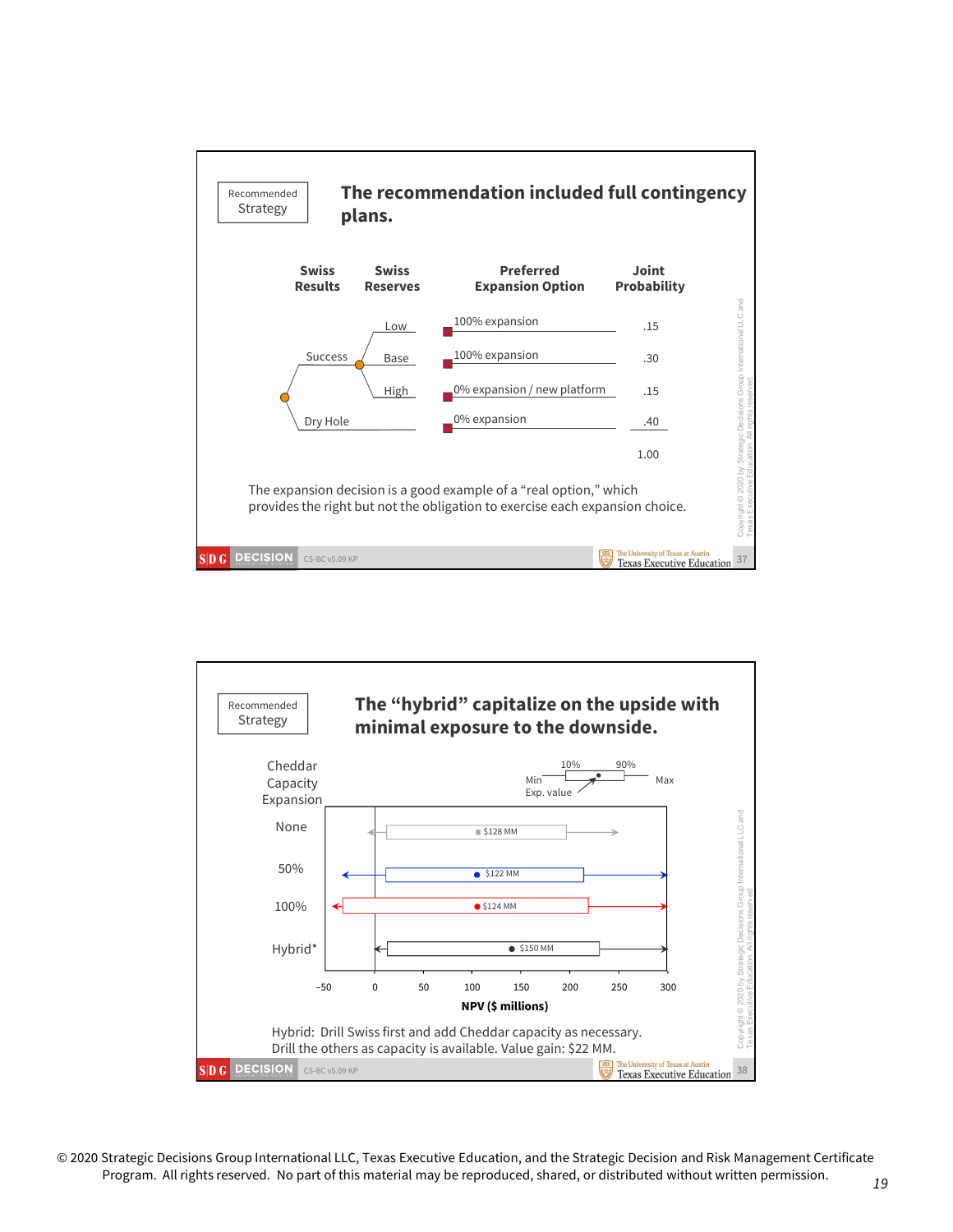Recommended Strategy

## The recommendation included full contingency plans.

| Swiss Results | Swiss Reserves | Preferred Expansion Option | Joint Probability |
|---|---|---|---|
| Success | Low | 100% expansion | .15 |
| | Base | 100% expansion | .30 |
| | High | 0% expansion / new platform | .15 |
| Dry Hole | | 0% expansion | .40 |
| | | | 1.00 |

The expansion decision is a good example of a "real option," which provides the right but not the obligation to exercise each expansion choice.

---

Recommended Strategy

## The "hybrid" capitalize on the upside with minimal exposure to the downside.

Cheddar Capacity Expansion

| Cheddar Capacity Expansion | Exp. value (NPV, $ millions) |
|---|---|
| None | $128 MM |
| 50% | $122 MM |
| 100% | $124 MM |
| Hybrid* | $150 MM |

Legend: Min, 10%, Exp. value, 90%, Max

NPV ($ millions): −50, 0, 50, 100, 150, 200, 250, 300

Hybrid: Drill Swiss first and add Cheddar capacity as necessary. Drill the others as capacity is available. Value gain: $22 MM.

© 2020 Strategic Decisions Group International LLC, Texas Executive Education, and the Strategic Decision and Risk Management Certificate Program. All rights reserved. No part of this material may be reproduced, shared, or distributed without written permission.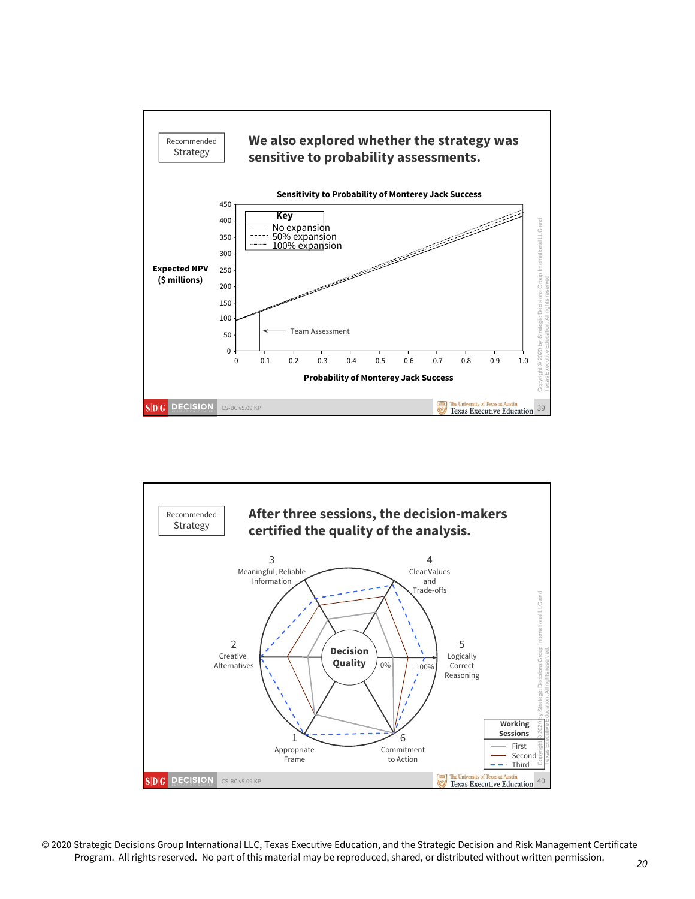Recommended Strategy

## We also explored whether the strategy was sensitive to probability assessments.

**Sensitivity to Probability of Monterey Jack Success**

Key: No expansion; 50% expansion; 100% expansion

Expected NPV ($ millions): 0, 50, 100, 150, 200, 250, 300, 350, 400, 450

Probability of Monterey Jack Success: 0, 0.1, 0.2, 0.3, 0.4, 0.5, 0.6, 0.7, 0.8, 0.9, 1.0

Team Assessment

Copyright © 2020 by Strategic Decisions Group International LLC and Texas Executive Education. All rights reserved.

CS-BC v5.09 KP

---

Recommended Strategy

## After three sessions, the decision-makers certified the quality of the analysis.

Decision Quality

1 Appropriate Frame; 2 Creative Alternatives; 3 Meaningful, Reliable Information; 4 Clear Values and Trade-offs; 5 Logically Correct Reasoning; 6 Commitment to Action

0% — 100%

Working Sessions: First; Second; Third

Copyright © 2020 by Strategic Decisions Group International LLC and Texas Executive Education. All rights reserved.

CS-BC v5.09 KP

---

© 2020 Strategic Decisions Group International LLC, Texas Executive Education, and the Strategic Decision and Risk Management Certificate Program. All rights reserved. No part of this material may be reproduced, shared, or distributed without written permission.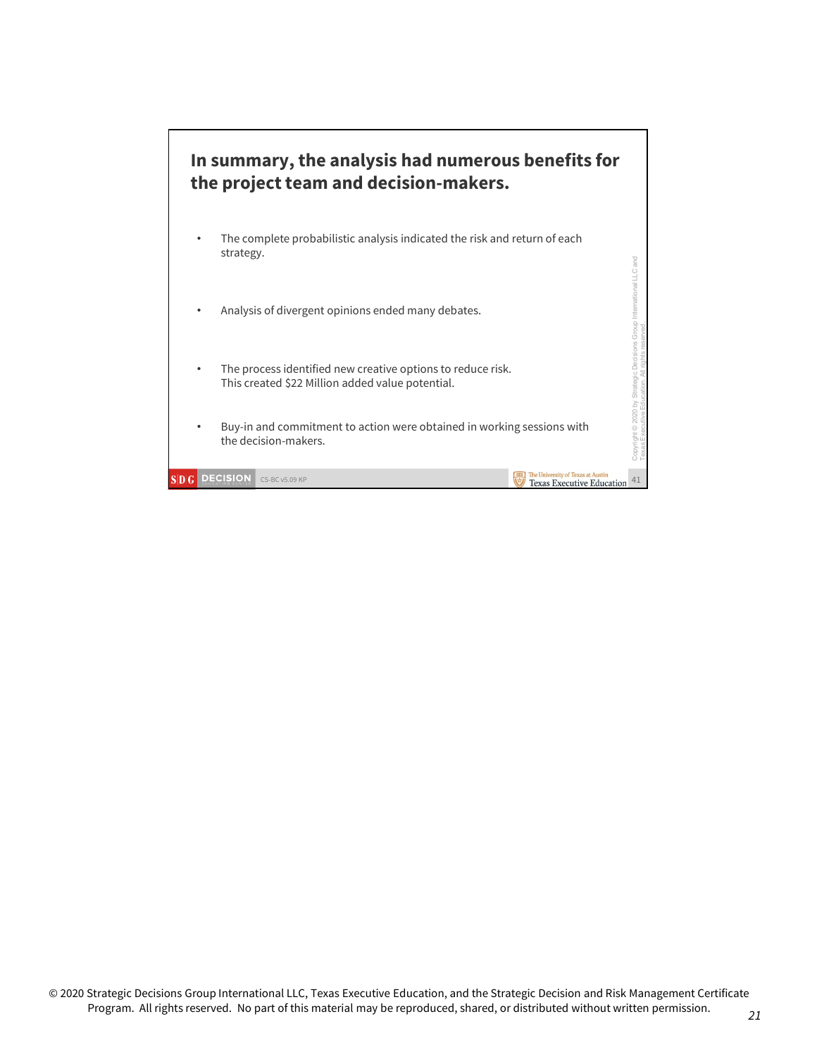## In summary, the analysis had numerous benefits for the project team and decision-makers.

- The complete probabilistic analysis indicated the risk and return of each strategy.
- Analysis of divergent opinions ended many debates.
- The process identified new creative options to reduce risk. This created $22 Million added value potential.
- Buy-in and commitment to action were obtained in working sessions with the decision-makers.

Copyright © 2020 by Strategic Decisions Group International LLC and Texas Executive Education. All rights reserved

SDG DECISION EDUCATION CENTER CS-BC v5.09 KP The University of Texas at Austin Texas Executive Education 41

© 2020 Strategic Decisions Group International LLC, Texas Executive Education, and the Strategic Decision and Risk Management Certificate Program. All rights reserved. No part of this material may be reproduced, shared, or distributed without written permission.